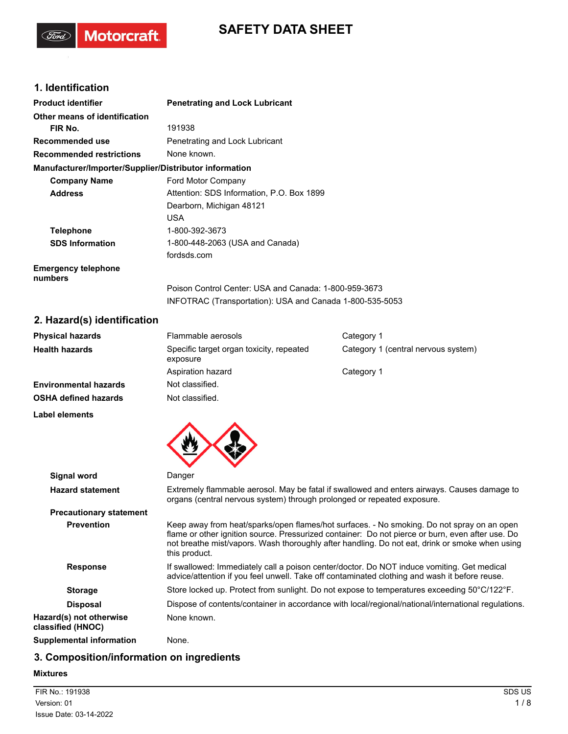# SAFETY DATA SHEET

## 1. Identification

| | |
|---|---|
| **Product identifier** | **Penetrating and Lock Lubricant** |
| **Other means of identification** | |
| **FIR No.** | 191938 |
| **Recommended use** | Penetrating and Lock Lubricant |
| **Recommended restrictions** | None known. |

**Manufacturer/Importer/Supplier/Distributor information**

| | |
|---|---|
| **Company Name** | Ford Motor Company |
| **Address** | Attention: SDS Information, P.O. Box 1899<br>Dearborn, Michigan 48121<br>USA |
| **Telephone** | 1-800-392-3673 |
| **SDS Information** | 1-800-448-2063 (USA and Canada)<br>fordsds.com |
| **Emergency telephone numbers** | Poison Control Center: USA and Canada: 1-800-959-3673<br>INFOTRAC (Transportation): USA and Canada 1-800-535-5053 |

## 2. Hazard(s) identification

| | | |
|---|---|---|
| **Physical hazards** | Flammable aerosols | Category 1 |
| **Health hazards** | Specific target organ toxicity, repeated exposure | Category 1 (central nervous system) |
| | Aspiration hazard | Category 1 |
| **Environmental hazards** | Not classified. | |
| **OSHA defined hazards** | Not classified. | |

**Label elements**

| | |
|---|---|
| **Signal word** | Danger |
| **Hazard statement** | Extremely flammable aerosol. May be fatal if swallowed and enters airways. Causes damage to organs (central nervous system) through prolonged or repeated exposure. |
| **Precautionary statement** | |
| **Prevention** | Keep away from heat/sparks/open flames/hot surfaces. - No smoking. Do not spray on an open flame or other ignition source. Pressurized container: Do not pierce or burn, even after use. Do not breathe mist/vapors. Wash thoroughly after handling. Do not eat, drink or smoke when using this product. |
| **Response** | If swallowed: Immediately call a poison center/doctor. Do NOT induce vomiting. Get medical advice/attention if you feel unwell. Take off contaminated clothing and wash it before reuse. |
| **Storage** | Store locked up. Protect from sunlight. Do not expose to temperatures exceeding 50°C/122°F. |
| **Disposal** | Dispose of contents/container in accordance with local/regional/national/international regulations. |
| **Hazard(s) not otherwise classified (HNOC)** | None known. |
| **Supplemental information** | None. |

## 3. Composition/information on ingredients

**Mixtures**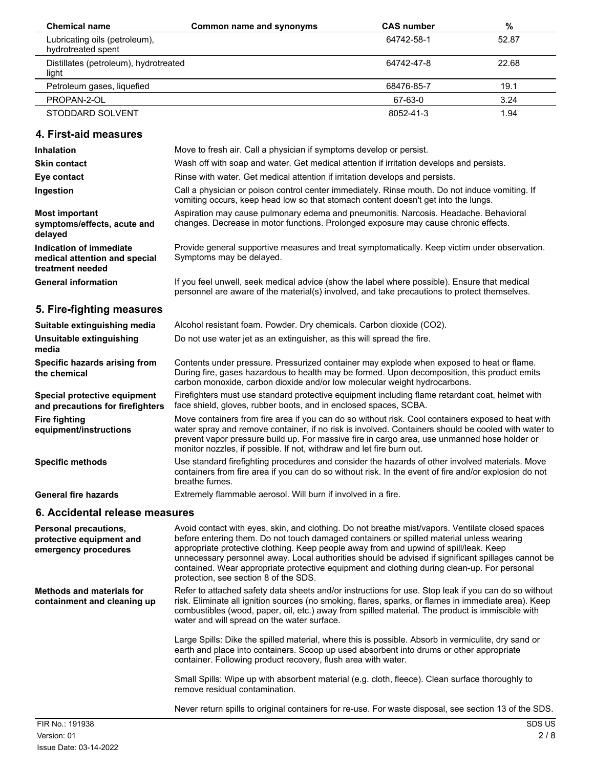| Chemical name | Common name and synonyms | CAS number | % |
|---|---|---|---|
| Lubricating oils (petroleum), hydrotreated spent | | 64742-58-1 | 52.87 |
| Distillates (petroleum), hydrotreated light | | 64742-47-8 | 22.68 |
| Petroleum gases, liquefied | | 68476-85-7 | 19.1 |
| PROPAN-2-OL | | 67-63-0 | 3.24 |
| STODDARD SOLVENT | | 8052-41-3 | 1.94 |

## 4. First-aid measures

**Inhalation**
Move to fresh air. Call a physician if symptoms develop or persist.

**Skin contact**
Wash off with soap and water. Get medical attention if irritation develops and persists.

**Eye contact**
Rinse with water. Get medical attention if irritation develops and persists.

**Ingestion**
Call a physician or poison control center immediately. Rinse mouth. Do not induce vomiting. If vomiting occurs, keep head low so that stomach content doesn't get into the lungs.

**Most important symptoms/effects, acute and delayed**
Aspiration may cause pulmonary edema and pneumonitis. Narcosis. Headache. Behavioral changes. Decrease in motor functions. Prolonged exposure may cause chronic effects.

**Indication of immediate medical attention and special treatment needed**
Provide general supportive measures and treat symptomatically. Keep victim under observation. Symptoms may be delayed.

**General information**
If you feel unwell, seek medical advice (show the label where possible). Ensure that medical personnel are aware of the material(s) involved, and take precautions to protect themselves.

## 5. Fire-fighting measures

**Suitable extinguishing media**
Alcohol resistant foam. Powder. Dry chemicals. Carbon dioxide ($CO_2$).

**Unsuitable extinguishing media**
Do not use water jet as an extinguisher, as this will spread the fire.

**Specific hazards arising from the chemical**
Contents under pressure. Pressurized container may explode when exposed to heat or flame. During fire, gases hazardous to health may be formed. Upon decomposition, this product emits carbon monoxide, carbon dioxide and/or low molecular weight hydrocarbons.

**Special protective equipment and precautions for firefighters**
Firefighters must use standard protective equipment including flame retardant coat, helmet with face shield, gloves, rubber boots, and in enclosed spaces, SCBA.

**Fire fighting equipment/instructions**
Move containers from fire area if you can do so without risk. Cool containers exposed to heat with water spray and remove container, if no risk is involved. Containers should be cooled with water to prevent vapor pressure build up. For massive fire in cargo area, use unmanned hose holder or monitor nozzles, if possible. If not, withdraw and let fire burn out.

**Specific methods**
Use standard firefighting procedures and consider the hazards of other involved materials. Move containers from fire area if you can do so without risk. In the event of fire and/or explosion do not breathe fumes.

**General fire hazards**
Extremely flammable aerosol. Will burn if involved in a fire.

## 6. Accidental release measures

**Personal precautions, protective equipment and emergency procedures**
Avoid contact with eyes, skin, and clothing. Do not breathe mist/vapors. Ventilate closed spaces before entering them. Do not touch damaged containers or spilled material unless wearing appropriate protective clothing. Keep people away from and upwind of spill/leak. Keep unnecessary personnel away. Local authorities should be advised if significant spillages cannot be contained. Wear appropriate protective equipment and clothing during clean-up. For personal protection, see section 8 of the SDS.

**Methods and materials for containment and cleaning up**
Refer to attached safety data sheets and/or instructions for use. Stop leak if you can do so without risk. Eliminate all ignition sources (no smoking, flares, sparks, or flames in immediate area). Keep combustibles (wood, paper, oil, etc.) away from spilled material. The product is immiscible with water and will spread on the water surface.

Large Spills: Dike the spilled material, where this is possible. Absorb in vermiculite, dry sand or earth and place into containers. Scoop up used absorbent into drums or other appropriate container. Following product recovery, flush area with water.

Small Spills: Wipe up with absorbent material (e.g. cloth, fleece). Clean surface thoroughly to remove residual contamination.

Never return spills to original containers for re-use. For waste disposal, see section 13 of the SDS.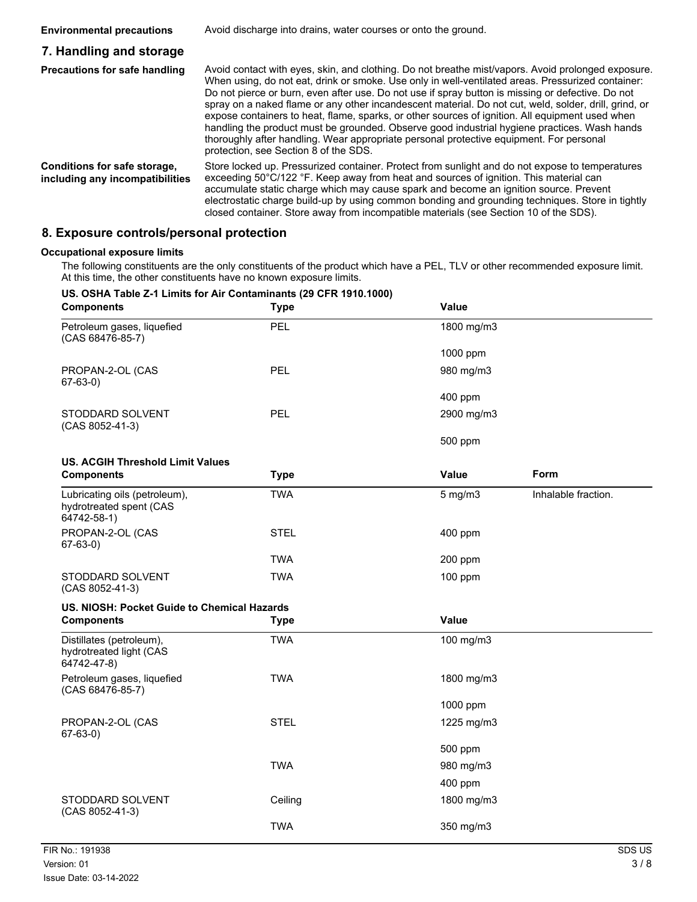**Environmental precautions** Avoid discharge into drains, water courses or onto the ground.

## 7. Handling and storage

**Precautions for safe handling** Avoid contact with eyes, skin, and clothing. Do not breathe mist/vapors. Avoid prolonged exposure. When using, do not eat, drink or smoke. Use only in well-ventilated areas. Pressurized container: Do not pierce or burn, even after use. Do not use if spray button is missing or defective. Do not spray on a naked flame or any other incandescent material. Do not cut, weld, solder, drill, grind, or expose containers to heat, flame, sparks, or other sources of ignition. All equipment used when handling the product must be grounded. Observe good industrial hygiene practices. Wash hands thoroughly after handling. Wear appropriate personal protective equipment. For personal protection, see Section 8 of the SDS.

**Conditions for safe storage, including any incompatibilities** Store locked up. Pressurized container. Protect from sunlight and do not expose to temperatures exceeding 50°C/122 °F. Keep away from heat and sources of ignition. This material can accumulate static charge which may cause spark and become an ignition source. Prevent electrostatic charge build-up by using common bonding and grounding techniques. Store in tightly closed container. Store away from incompatible materials (see Section 10 of the SDS).

## 8. Exposure controls/personal protection

### Occupational exposure limits

The following constituents are the only constituents of the product which have a PEL, TLV or other recommended exposure limit. At this time, the other constituents have no known exposure limits.

**US. OSHA Table Z-1 Limits for Air Contaminants (29 CFR 1910.1000)**

| Components | Type | Value |
|---|---|---|
| Petroleum gases, liquefied (CAS 68476-85-7) | PEL | 1800 mg/m3 |
| | | 1000 ppm |
| PROPAN-2-OL (CAS 67-63-0) | PEL | 980 mg/m3 |
| | | 400 ppm |
| STODDARD SOLVENT (CAS 8052-41-3) | PEL | 2900 mg/m3 |
| | | 500 ppm |

**US. ACGIH Threshold Limit Values**

| Components | Type | Value | Form |
|---|---|---|---|
| Lubricating oils (petroleum), hydrotreated spent (CAS 64742-58-1) | TWA | 5 mg/m3 | Inhalable fraction. |
| PROPAN-2-OL (CAS 67-63-0) | STEL | 400 ppm | |
| | TWA | 200 ppm | |
| STODDARD SOLVENT (CAS 8052-41-3) | TWA | 100 ppm | |

**US. NIOSH: Pocket Guide to Chemical Hazards**

| Components | Type | Value |
|---|---|---|
| Distillates (petroleum), hydrotreated light (CAS 64742-47-8) | TWA | 100 mg/m3 |
| Petroleum gases, liquefied (CAS 68476-85-7) | TWA | 1800 mg/m3 |
| | | 1000 ppm |
| PROPAN-2-OL (CAS 67-63-0) | STEL | 1225 mg/m3 |
| | | 500 ppm |
| | TWA | 980 mg/m3 |
| | | 400 ppm |
| STODDARD SOLVENT (CAS 8052-41-3) | Ceiling | 1800 mg/m3 |
| | TWA | 350 mg/m3 |

FIR No.: 191938
Version: 01
Issue Date: 03-14-2022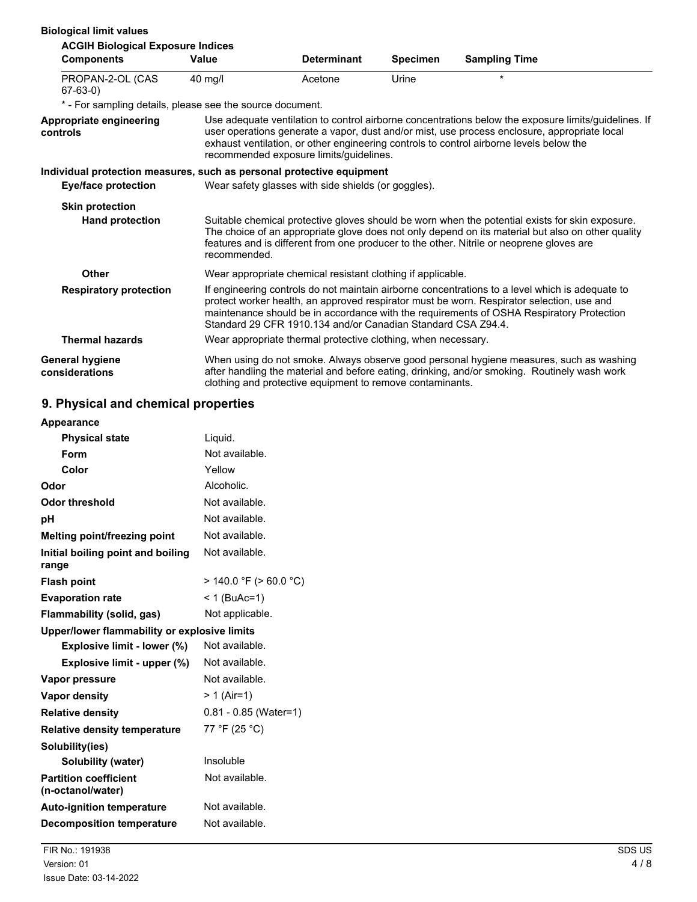**Biological limit values**

**ACGIH Biological Exposure Indices**

| Components | Value | Determinant | Specimen | Sampling Time |
|---|---|---|---|---|
| PROPAN-2-OL (CAS 67-63-0) | 40 mg/l | Acetone | Urine | * |

\* - For sampling details, please see the source document.

**Appropriate engineering controls** Use adequate ventilation to control airborne concentrations below the exposure limits/guidelines. If user operations generate a vapor, dust and/or mist, use process enclosure, appropriate local exhaust ventilation, or other engineering controls to control airborne levels below the recommended exposure limits/guidelines.

**Individual protection measures, such as personal protective equipment**

**Eye/face protection** Wear safety glasses with side shields (or goggles).

**Skin protection**

**Hand protection** Suitable chemical protective gloves should be worn when the potential exists for skin exposure. The choice of an appropriate glove does not only depend on its material but also on other quality features and is different from one producer to the other. Nitrile or neoprene gloves are recommended.

**Other** Wear appropriate chemical resistant clothing if applicable.

**Respiratory protection** If engineering controls do not maintain airborne concentrations to a level which is adequate to protect worker health, an approved respirator must be worn. Respirator selection, use and maintenance should be in accordance with the requirements of OSHA Respiratory Protection Standard 29 CFR 1910.134 and/or Canadian Standard CSA Z94.4.

**Thermal hazards** Wear appropriate thermal protective clothing, when necessary.

**General hygiene considerations** When using do not smoke. Always observe good personal hygiene measures, such as washing after handling the material and before eating, drinking, and/or smoking. Routinely wash work clothing and protective equipment to remove contaminants.

## 9. Physical and chemical properties

**Appearance**

| | |
|---|---|
| **Physical state** | Liquid. |
| **Form** | Not available. |
| **Color** | Yellow |
| **Odor** | Alcoholic. |
| **Odor threshold** | Not available. |
| **pH** | Not available. |
| **Melting point/freezing point** | Not available. |
| **Initial boiling point and boiling range** | Not available. |
| **Flash point** | > 140.0 °F (> 60.0 °C) |
| **Evaporation rate** | < 1 (BuAc=1) |
| **Flammability (solid, gas)** | Not applicable. |
| **Upper/lower flammability or explosive limits** | |
| **Explosive limit - lower (%)** | Not available. |
| **Explosive limit - upper (%)** | Not available. |
| **Vapor pressure** | Not available. |
| **Vapor density** | > 1 (Air=1) |
| **Relative density** | 0.81 - 0.85 (Water=1) |
| **Relative density temperature** | 77 °F (25 °C) |
| **Solubility(ies)** | |
| **Solubility (water)** | Insoluble |
| **Partition coefficient (n-octanol/water)** | Not available. |
| **Auto-ignition temperature** | Not available. |
| **Decomposition temperature** | Not available. |

FIR No.: 191938
Version: 01
Issue Date: 03-14-2022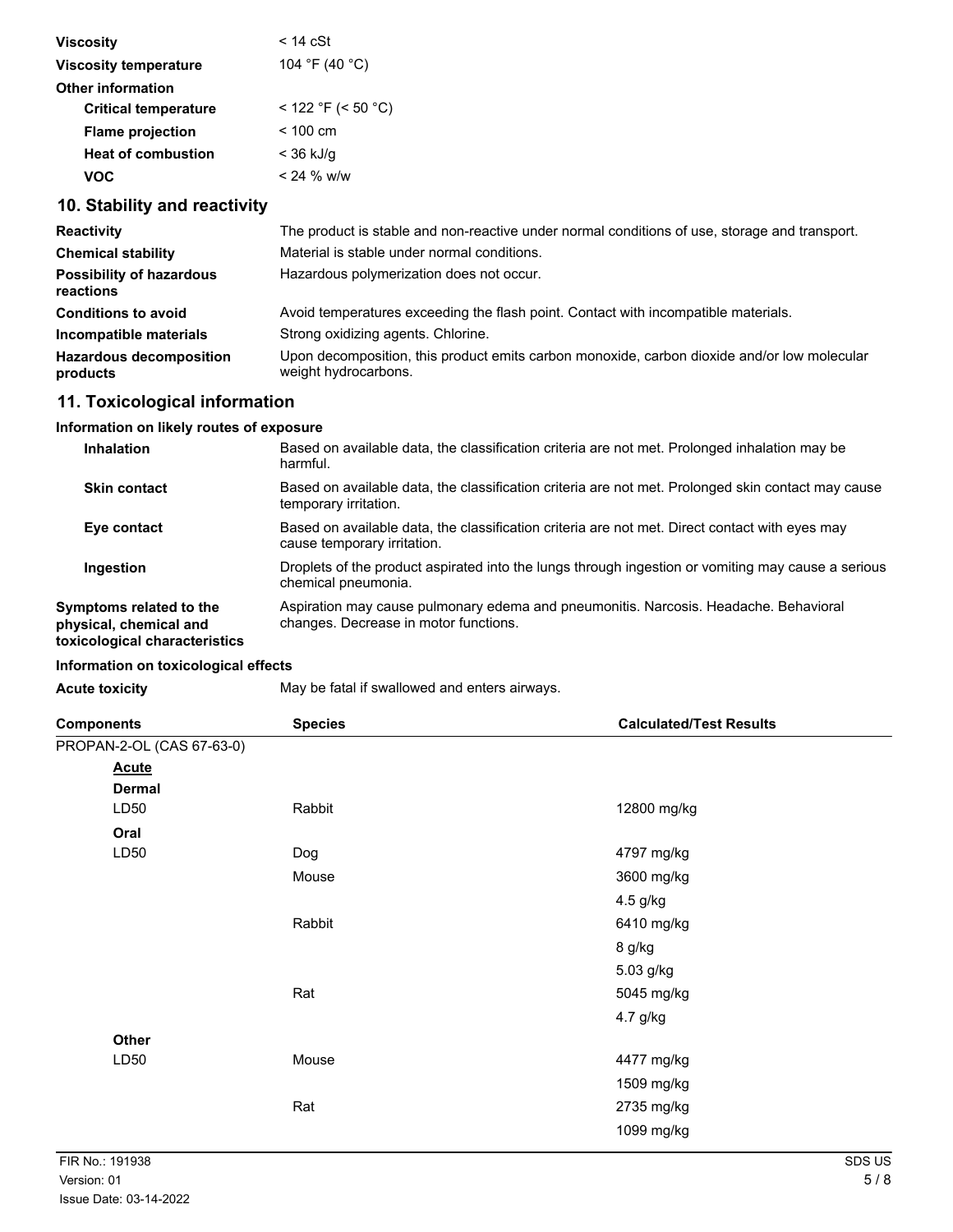| | |
|---|---|
| **Viscosity** | < 14 cSt |
| **Viscosity temperature** | 104 °F (40 °C) |
| **Other information** | |
| **Critical temperature** | < 122 °F (< 50 °C) |
| **Flame projection** | < 100 cm |
| **Heat of combustion** | < 36 kJ/g |
| **VOC** | < 24 % w/w |

## 10. Stability and reactivity

| | |
|---|---|
| **Reactivity** | The product is stable and non-reactive under normal conditions of use, storage and transport. |
| **Chemical stability** | Material is stable under normal conditions. |
| **Possibility of hazardous reactions** | Hazardous polymerization does not occur. |
| **Conditions to avoid** | Avoid temperatures exceeding the flash point. Contact with incompatible materials. |
| **Incompatible materials** | Strong oxidizing agents. Chlorine. |
| **Hazardous decomposition products** | Upon decomposition, this product emits carbon monoxide, carbon dioxide and/or low molecular weight hydrocarbons. |

## 11. Toxicological information

### Information on likely routes of exposure

| | |
|---|---|
| **Inhalation** | Based on available data, the classification criteria are not met. Prolonged inhalation may be harmful. |
| **Skin contact** | Based on available data, the classification criteria are not met. Prolonged skin contact may cause temporary irritation. |
| **Eye contact** | Based on available data, the classification criteria are not met. Direct contact with eyes may cause temporary irritation. |
| **Ingestion** | Droplets of the product aspirated into the lungs through ingestion or vomiting may cause a serious chemical pneumonia. |
| **Symptoms related to the physical, chemical and toxicological characteristics** | Aspiration may cause pulmonary edema and pneumonitis. Narcosis. Headache. Behavioral changes. Decrease in motor functions. |

### Information on toxicological effects

**Acute toxicity** May be fatal if swallowed and enters airways.

| Components | Species | Calculated/Test Results |
|---|---|---|
| PROPAN-2-OL (CAS 67-63-0) | | |
| **Acute** | | |
| **Dermal** | | |
| LD50 | Rabbit | 12800 mg/kg |
| **Oral** | | |
| LD50 | Dog | 4797 mg/kg |
| | Mouse | 3600 mg/kg |
| | | 4.5 g/kg |
| | Rabbit | 6410 mg/kg |
| | | 8 g/kg |
| | | 5.03 g/kg |
| | Rat | 5045 mg/kg |
| | | 4.7 g/kg |
| **Other** | | |
| LD50 | Mouse | 4477 mg/kg |
| | | 1509 mg/kg |
| | Rat | 2735 mg/kg |
| | | 1099 mg/kg |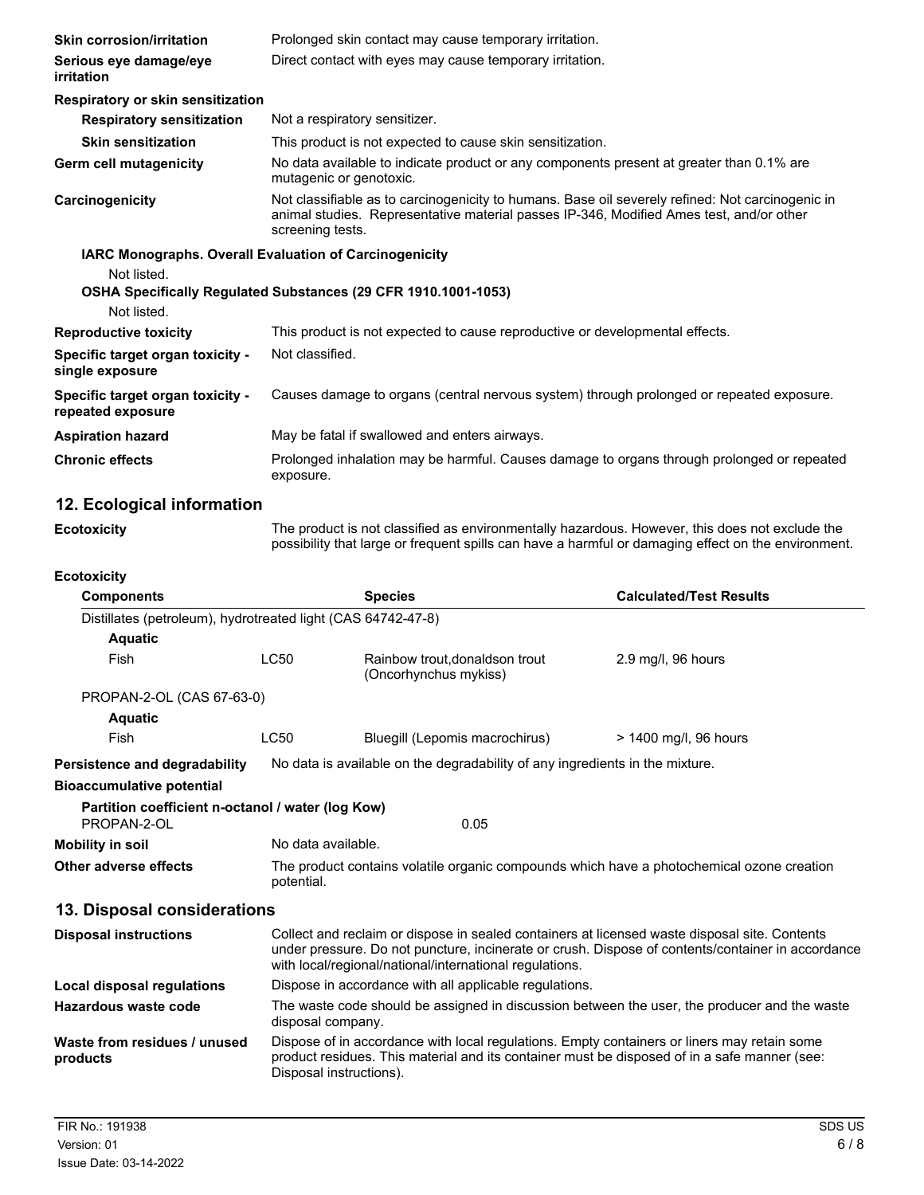**Skin corrosion/irritation** Prolonged skin contact may cause temporary irritation.

**Serious eye damage/eye irritation** Direct contact with eyes may cause temporary irritation.

**Respiratory or skin sensitization**

**Respiratory sensitization** Not a respiratory sensitizer.

**Skin sensitization** This product is not expected to cause skin sensitization.

**Germ cell mutagenicity** No data available to indicate product or any components present at greater than 0.1% are mutagenic or genotoxic.

**Carcinogenicity** Not classifiable as to carcinogenicity to humans. Base oil severely refined: Not carcinogenic in animal studies. Representative material passes IP-346, Modified Ames test, and/or other screening tests.

**IARC Monographs. Overall Evaluation of Carcinogenicity**

Not listed.

**OSHA Specifically Regulated Substances (29 CFR 1910.1001-1053)**

Not listed.

**Reproductive toxicity** This product is not expected to cause reproductive or developmental effects.

**Specific target organ toxicity - single exposure** Not classified.

**Specific target organ toxicity - repeated exposure** Causes damage to organs (central nervous system) through prolonged or repeated exposure.

**Aspiration hazard** May be fatal if swallowed and enters airways.

**Chronic effects** Prolonged inhalation may be harmful. Causes damage to organs through prolonged or repeated exposure.

## 12. Ecological information

**Ecotoxicity** The product is not classified as environmentally hazardous. However, this does not exclude the possibility that large or frequent spills can have a harmful or damaging effect on the environment.

**Ecotoxicity**

| Components | | Species | Calculated/Test Results |
|---|---|---|---|
| Distillates (petroleum), hydrotreated light (CAS 64742-47-8) | | | |
| **Aquatic** | | | |
| Fish | LC50 | Rainbow trout,donaldson trout (Oncorhynchus mykiss) | 2.9 mg/l, 96 hours |
| PROPAN-2-OL (CAS 67-63-0) | | | |
| **Aquatic** | | | |
| Fish | LC50 | Bluegill (Lepomis macrochirus) | > 1400 mg/l, 96 hours |

**Persistence and degradability** No data is available on the degradability of any ingredients in the mixture.

**Bioaccumulative potential**

**Partition coefficient n-octanol / water (log Kow)**

PROPAN-2-OL 0.05

**Mobility in soil** No data available.

**Other adverse effects** The product contains volatile organic compounds which have a photochemical ozone creation potential.

## 13. Disposal considerations

**Disposal instructions** Collect and reclaim or dispose in sealed containers at licensed waste disposal site. Contents under pressure. Do not puncture, incinerate or crush. Dispose of contents/container in accordance with local/regional/national/international regulations.

**Local disposal regulations** Dispose in accordance with all applicable regulations.

**Hazardous waste code** The waste code should be assigned in discussion between the user, the producer and the waste disposal company.

**Waste from residues / unused products** Dispose of in accordance with local regulations. Empty containers or liners may retain some product residues. This material and its container must be disposed of in a safe manner (see: Disposal instructions).

FIR No.: 191938
Version: 01
Issue Date: 03-14-2022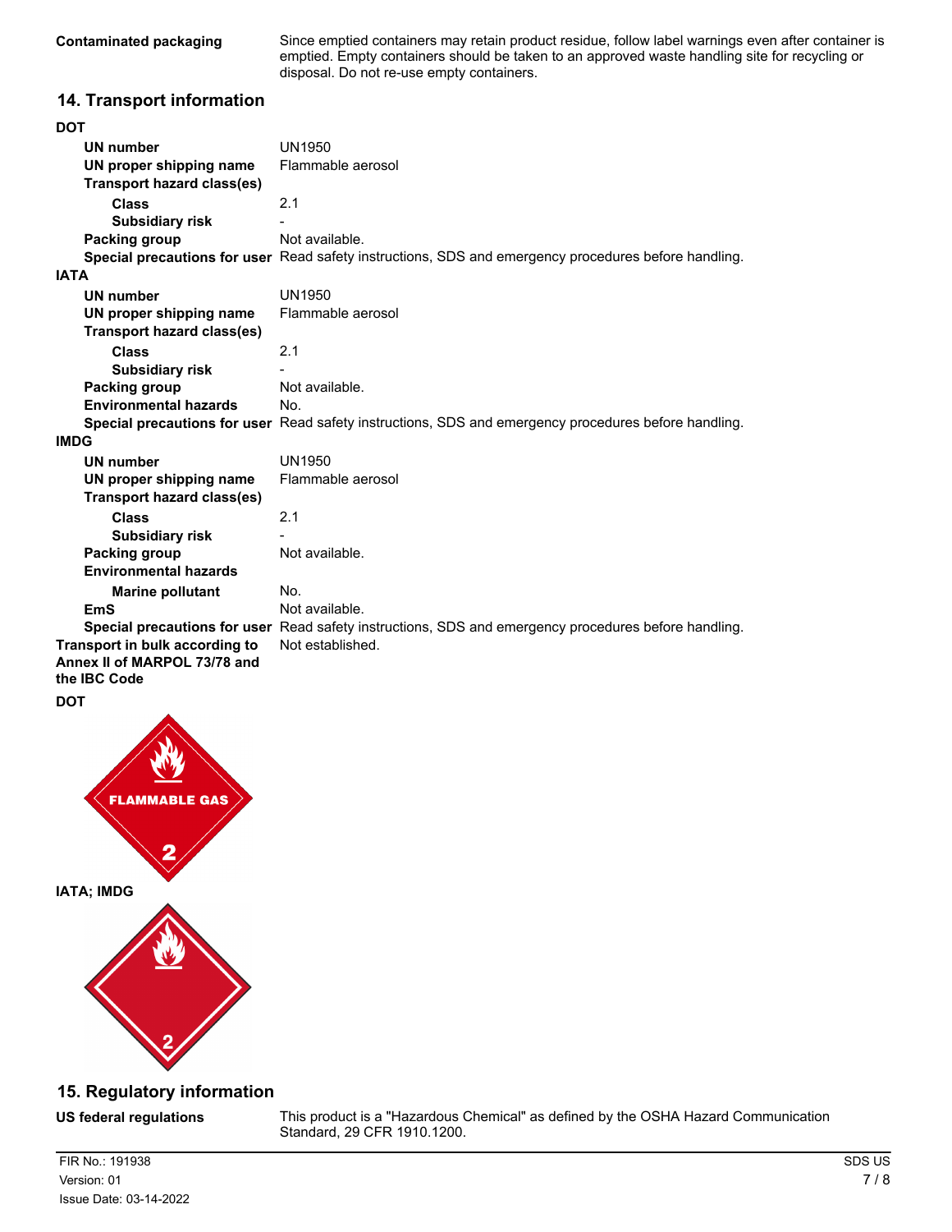**Contaminated packaging** Since emptied containers may retain product residue, follow label warnings even after container is emptied. Empty containers should be taken to an approved waste handling site for recycling or disposal. Do not re-use empty containers.

## 14. Transport information

**DOT**

| | |
|---|---|
| **UN number** | UN1950 |
| **UN proper shipping name** | Flammable aerosol |
| **Transport hazard class(es)** | |
| **Class** | 2.1 |
| **Subsidiary risk** | - |
| **Packing group** | Not available. |
| **Special precautions for user** | Read safety instructions, SDS and emergency procedures before handling. |

**IATA**

| | |
|---|---|
| **UN number** | UN1950 |
| **UN proper shipping name** | Flammable aerosol |
| **Transport hazard class(es)** | |
| **Class** | 2.1 |
| **Subsidiary risk** | - |
| **Packing group** | Not available. |
| **Environmental hazards** | No. |
| **Special precautions for user** | Read safety instructions, SDS and emergency procedures before handling. |

**IMDG**

| | |
|---|---|
| **UN number** | UN1950 |
| **UN proper shipping name** | Flammable aerosol |
| **Transport hazard class(es)** | |
| **Class** | 2.1 |
| **Subsidiary risk** | - |
| **Packing group** | Not available. |
| **Environmental hazards** | |
| **Marine pollutant** | No. |
| **EmS** | Not available. |
| **Special precautions for user** | Read safety instructions, SDS and emergency procedures before handling. |

**Transport in bulk according to Annex II of MARPOL 73/78 and the IBC Code** Not established.

**DOT**

FLAMMABLE GAS 2

**IATA; IMDG**

2

## 15. Regulatory information

**US federal regulations** This product is a "Hazardous Chemical" as defined by the OSHA Hazard Communication Standard, 29 CFR 1910.1200.

FIR No.: 191938
Version: 01
Issue Date: 03-14-2022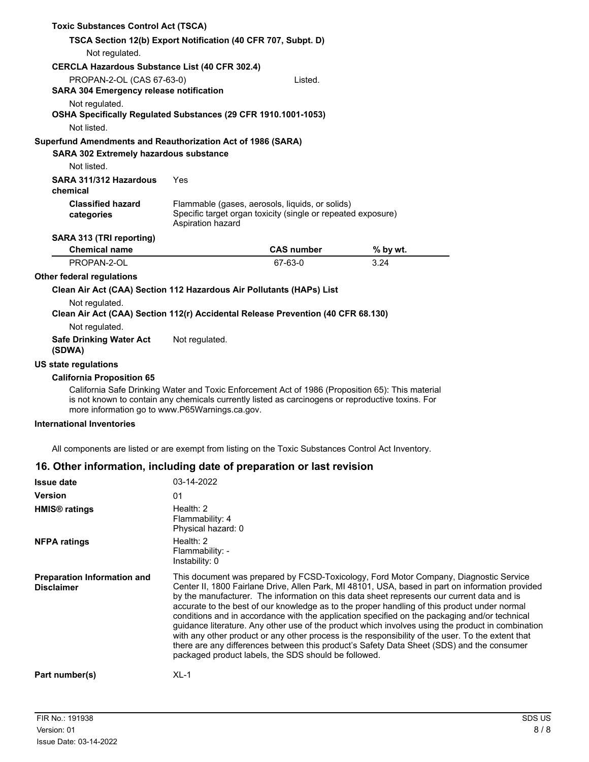**Toxic Substances Control Act (TSCA)**

**TSCA Section 12(b) Export Notification (40 CFR 707, Subpt. D)**

Not regulated.

**CERCLA Hazardous Substance List (40 CFR 302.4)**

PROPAN-2-OL (CAS 67-63-0) Listed.

**SARA 304 Emergency release notification**

Not regulated.

**OSHA Specifically Regulated Substances (29 CFR 1910.1001-1053)**

Not listed.

**Superfund Amendments and Reauthorization Act of 1986 (SARA)**

**SARA 302 Extremely hazardous substance**

Not listed.

**SARA 311/312 Hazardous chemical** Yes

**Classified hazard categories**
Flammable (gases, aerosols, liquids, or solids)
Specific target organ toxicity (single or repeated exposure)
Aspiration hazard

**SARA 313 (TRI reporting)**

| Chemical name | CAS number | % by wt. |
|---|---|---|
| PROPAN-2-OL | 67-63-0 | 3.24 |

**Other federal regulations**

**Clean Air Act (CAA) Section 112 Hazardous Air Pollutants (HAPs) List**

Not regulated.

**Clean Air Act (CAA) Section 112(r) Accidental Release Prevention (40 CFR 68.130)**

Not regulated.

**Safe Drinking Water Act (SDWA)** Not regulated.

**US state regulations**

**California Proposition 65**

California Safe Drinking Water and Toxic Enforcement Act of 1986 (Proposition 65): This material is not known to contain any chemicals currently listed as carcinogens or reproductive toxins. For more information go to www.P65Warnings.ca.gov.

**International Inventories**

All components are listed or are exempt from listing on the Toxic Substances Control Act Inventory.

## 16. Other information, including date of preparation or last revision

**Issue date** 03-14-2022

**Version** 01

**HMIS® ratings**
Health: 2
Flammability: 4
Physical hazard: 0

**NFPA ratings**
Health: 2
Flammability: -
Instability: 0

**Preparation Information and Disclaimer**

This document was prepared by FCSD-Toxicology, Ford Motor Company, Diagnostic Service Center II, 1800 Fairlane Drive, Allen Park, MI 48101, USA, based in part on information provided by the manufacturer. The information on this data sheet represents our current data and is accurate to the best of our knowledge as to the proper handling of this product under normal conditions and in accordance with the application specified on the packaging and/or technical guidance literature. Any other use of the product which involves using the product in combination with any other product or any other process is the responsibility of the user. To the extent that there are any differences between this product's Safety Data Sheet (SDS) and the consumer packaged product labels, the SDS should be followed.

**Part number(s)** XL-1